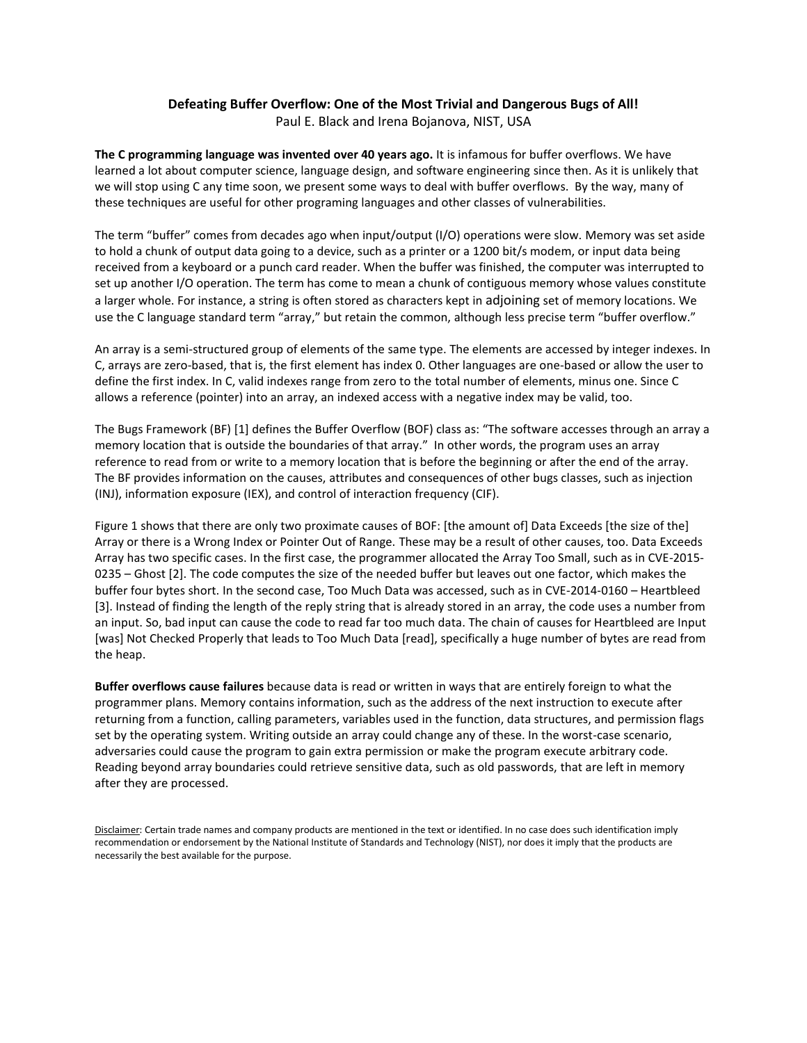# Defeating Buffer Overflow: One of the Most Trivial and Dangerous Bugs of All!

Paul E. Black and Irena Bojanova, NIST, USA

**The C programming language was invented over 40 years ago.** It is infamous for buffer overflows. We have learned a lot about computer science, language design, and software engineering since then. As it is unlikely that we will stop using C any time soon, we present some ways to deal with buffer overflows. By the way, many of these techniques are useful for other programing languages and other classes of vulnerabilities.

The term "buffer" comes from decades ago when input/output (I/O) operations were slow. Memory was set aside to hold a chunk of output data going to a device, such as a printer or a 1200 bit/s modem, or input data being received from a keyboard or a punch card reader. When the buffer was finished, the computer was interrupted to set up another I/O operation. The term has come to mean a chunk of contiguous memory whose values constitute a larger whole. For instance, a string is often stored as characters kept in adjoining set of memory locations. We use the C language standard term "array," but retain the common, although less precise term "buffer overflow."

An array is a semi-structured group of elements of the same type. The elements are accessed by integer indexes. In C, arrays are zero-based, that is, the first element has index 0. Other languages are one-based or allow the user to define the first index. In C, valid indexes range from zero to the total number of elements, minus one. Since C allows a reference (pointer) into an array, an indexed access with a negative index may be valid, too.

The Bugs Framework (BF) [1] defines the Buffer Overflow (BOF) class as: "The software accesses through an array a memory location that is outside the boundaries of that array." In other words, the program uses an array reference to read from or write to a memory location that is before the beginning or after the end of the array. The BF provides information on the causes, attributes and consequences of other bugs classes, such as injection (INJ), information exposure (IEX), and control of interaction frequency (CIF).

Figure 1 shows that there are only two proximate causes of BOF: [the amount of] Data Exceeds [the size of the] Array or there is a Wrong Index or Pointer Out of Range. These may be a result of other causes, too. Data Exceeds Array has two specific cases. In the first case, the programmer allocated the Array Too Small, such as in CVE-2015-0235 – Ghost [2]. The code computes the size of the needed buffer but leaves out one factor, which makes the buffer four bytes short. In the second case, Too Much Data was accessed, such as in CVE-2014-0160 – Heartbleed [3]. Instead of finding the length of the reply string that is already stored in an array, the code uses a number from an input. So, bad input can cause the code to read far too much data. The chain of causes for Heartbleed are Input [was] Not Checked Properly that leads to Too Much Data [read], specifically a huge number of bytes are read from the heap.

**Buffer overflows cause failures** because data is read or written in ways that are entirely foreign to what the programmer plans. Memory contains information, such as the address of the next instruction to execute after returning from a function, calling parameters, variables used in the function, data structures, and permission flags set by the operating system. Writing outside an array could change any of these. In the worst-case scenario, adversaries could cause the program to gain extra permission or make the program execute arbitrary code. Reading beyond array boundaries could retrieve sensitive data, such as old passwords, that are left in memory after they are processed.

Disclaimer: Certain trade names and company products are mentioned in the text or identified. In no case does such identification imply recommendation or endorsement by the National Institute of Standards and Technology (NIST), nor does it imply that the products are necessarily the best available for the purpose.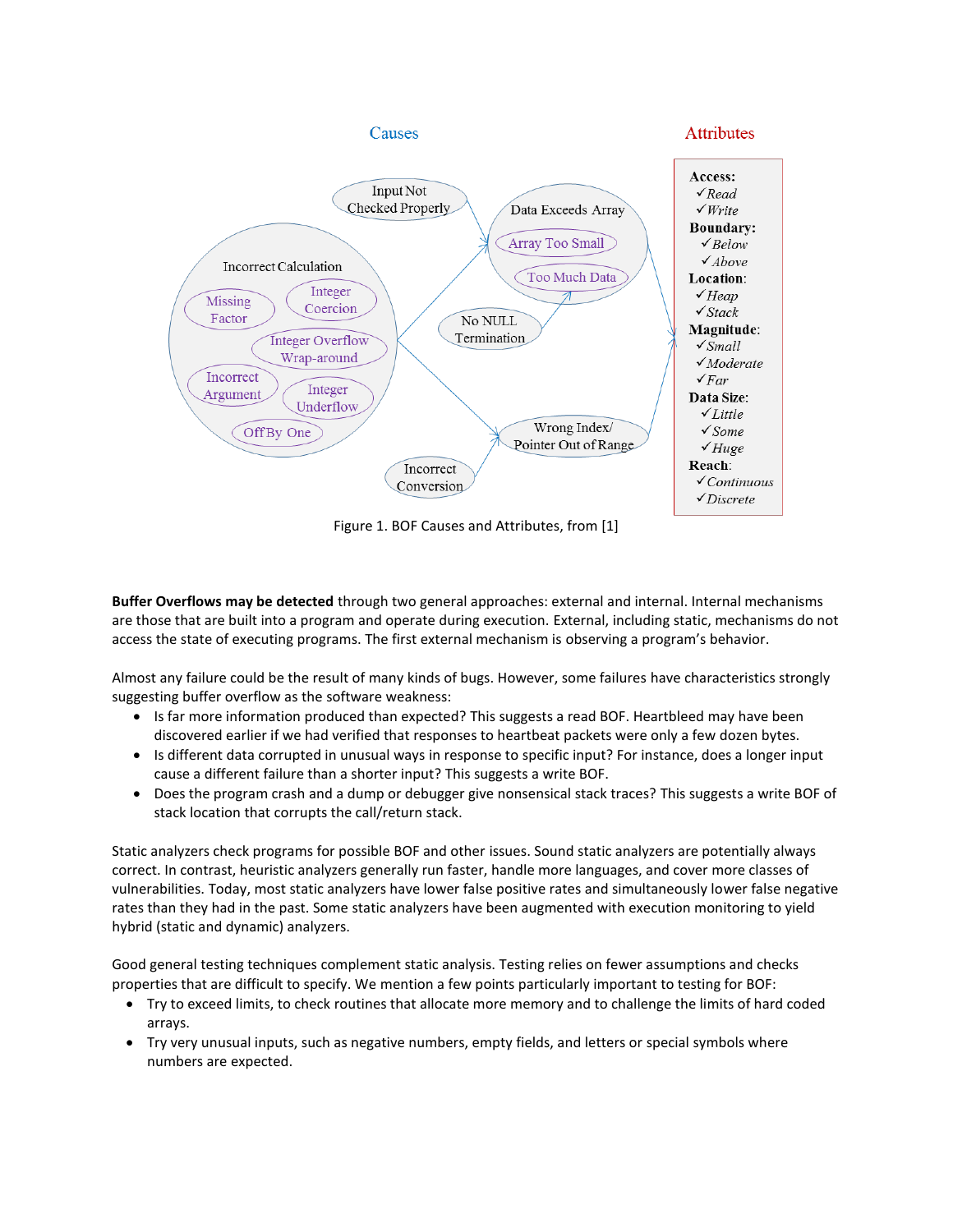Figure 1. BOF Causes and Attributes, from [1]

**Buffer Overflows may be detected** through two general approaches: external and internal. Internal mechanisms are those that are built into a program and operate during execution. External, including static, mechanisms do not access the state of executing programs. The first external mechanism is observing a program's behavior.

Almost any failure could be the result of many kinds of bugs. However, some failures have characteristics strongly suggesting buffer overflow as the software weakness:

- Is far more information produced than expected? This suggests a read BOF. Heartbleed may have been discovered earlier if we had verified that responses to heartbeat packets were only a few dozen bytes.
- Is different data corrupted in unusual ways in response to specific input? For instance, does a longer input cause a different failure than a shorter input? This suggests a write BOF.
- Does the program crash and a dump or debugger give nonsensical stack traces? This suggests a write BOF of stack location that corrupts the call/return stack.

Static analyzers check programs for possible BOF and other issues. Sound static analyzers are potentially always correct. In contrast, heuristic analyzers generally run faster, handle more languages, and cover more classes of vulnerabilities. Today, most static analyzers have lower false positive rates and simultaneously lower false negative rates than they had in the past. Some static analyzers have been augmented with execution monitoring to yield hybrid (static and dynamic) analyzers.

Good general testing techniques complement static analysis. Testing relies on fewer assumptions and checks properties that are difficult to specify. We mention a few points particularly important to testing for BOF:

- Try to exceed limits, to check routines that allocate more memory and to challenge the limits of hard coded arrays.
- Try very unusual inputs, such as negative numbers, empty fields, and letters or special symbols where numbers are expected.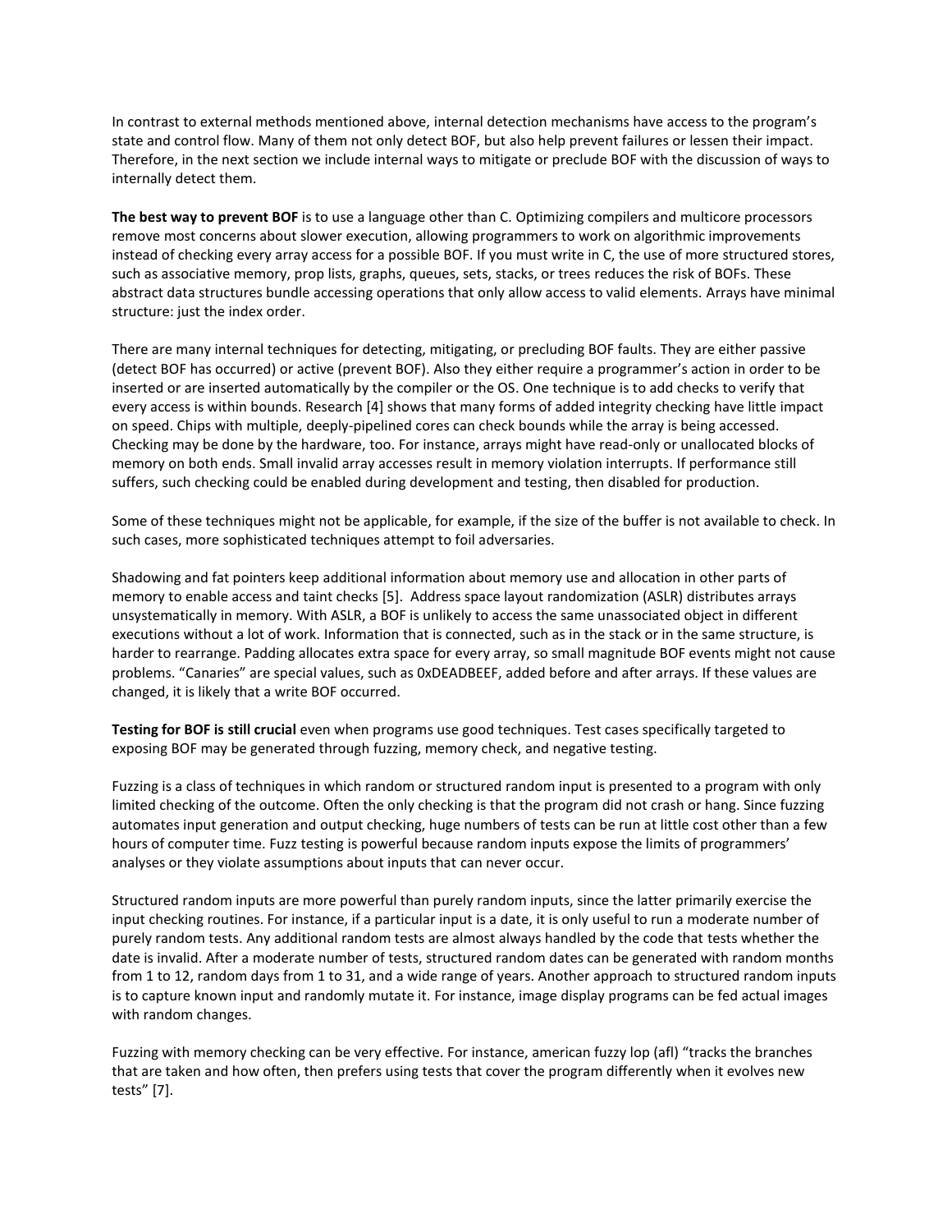In contrast to external methods mentioned above, internal detection mechanisms have access to the program's state and control flow. Many of them not only detect BOF, but also help prevent failures or lessen their impact. Therefore, in the next section we include internal ways to mitigate or preclude BOF with the discussion of ways to internally detect them.

**The best way to prevent BOF** is to use a language other than C. Optimizing compilers and multicore processors remove most concerns about slower execution, allowing programmers to work on algorithmic improvements instead of checking every array access for a possible BOF. If you must write in C, the use of more structured stores, such as associative memory, prop lists, graphs, queues, sets, stacks, or trees reduces the risk of BOFs. These abstract data structures bundle accessing operations that only allow access to valid elements. Arrays have minimal structure: just the index order.

There are many internal techniques for detecting, mitigating, or precluding BOF faults. They are either passive (detect BOF has occurred) or active (prevent BOF). Also they either require a programmer's action in order to be inserted or are inserted automatically by the compiler or the OS. One technique is to add checks to verify that every access is within bounds. Research [4] shows that many forms of added integrity checking have little impact on speed. Chips with multiple, deeply-pipelined cores can check bounds while the array is being accessed. Checking may be done by the hardware, too. For instance, arrays might have read-only or unallocated blocks of memory on both ends. Small invalid array accesses result in memory violation interrupts. If performance still suffers, such checking could be enabled during development and testing, then disabled for production.

Some of these techniques might not be applicable, for example, if the size of the buffer is not available to check. In such cases, more sophisticated techniques attempt to foil adversaries.

Shadowing and fat pointers keep additional information about memory use and allocation in other parts of memory to enable access and taint checks [5]. Address space layout randomization (ASLR) distributes arrays unsystematically in memory. With ASLR, a BOF is unlikely to access the same unassociated object in different executions without a lot of work. Information that is connected, such as in the stack or in the same structure, is harder to rearrange. Padding allocates extra space for every array, so small magnitude BOF events might not cause problems. "Canaries" are special values, such as 0xDEADBEEF, added before and after arrays. If these values are changed, it is likely that a write BOF occurred.

**Testing for BOF is still crucial** even when programs use good techniques. Test cases specifically targeted to exposing BOF may be generated through fuzzing, memory check, and negative testing.

Fuzzing is a class of techniques in which random or structured random input is presented to a program with only limited checking of the outcome. Often the only checking is that the program did not crash or hang. Since fuzzing automates input generation and output checking, huge numbers of tests can be run at little cost other than a few hours of computer time. Fuzz testing is powerful because random inputs expose the limits of programmers' analyses or they violate assumptions about inputs that can never occur.

Structured random inputs are more powerful than purely random inputs, since the latter primarily exercise the input checking routines. For instance, if a particular input is a date, it is only useful to run a moderate number of purely random tests. Any additional random tests are almost always handled by the code that tests whether the date is invalid. After a moderate number of tests, structured random dates can be generated with random months from 1 to 12, random days from 1 to 31, and a wide range of years. Another approach to structured random inputs is to capture known input and randomly mutate it. For instance, image display programs can be fed actual images with random changes.

Fuzzing with memory checking can be very effective. For instance, american fuzzy lop (afl) "tracks the branches that are taken and how often, then prefers using tests that cover the program differently when it evolves new tests" [7].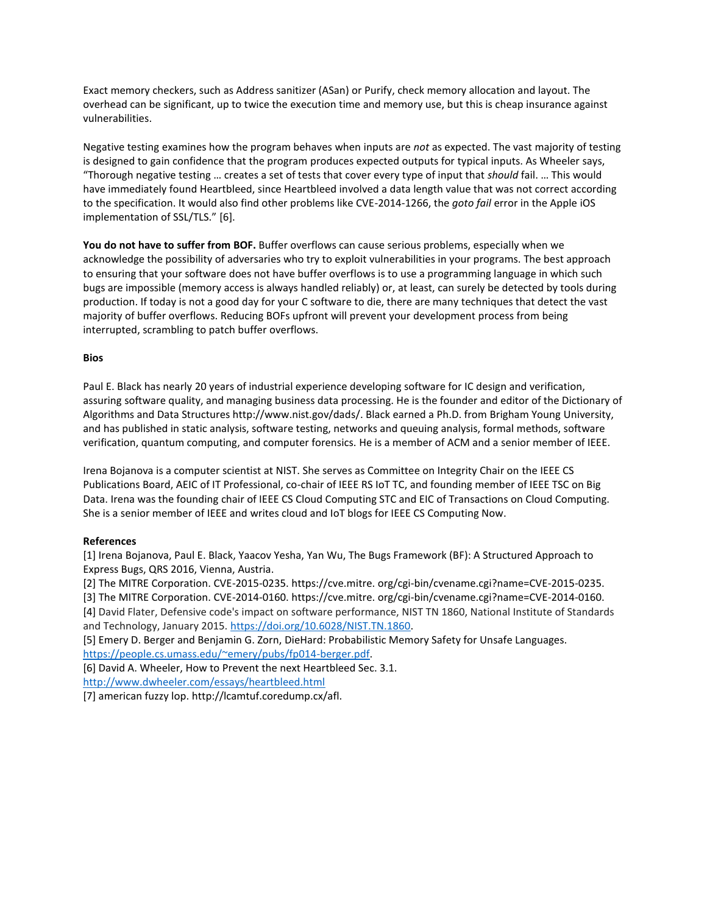Exact memory checkers, such as Address sanitizer (ASan) or Purify, check memory allocation and layout. The overhead can be significant, up to twice the execution time and memory use, but this is cheap insurance against vulnerabilities.

Negative testing examines how the program behaves when inputs are *not* as expected. The vast majority of testing is designed to gain confidence that the program produces expected outputs for typical inputs. As Wheeler says, "Thorough negative testing … creates a set of tests that cover every type of input that *should* fail. … This would have immediately found Heartbleed, since Heartbleed involved a data length value that was not correct according to the specification. It would also find other problems like CVE-2014-1266, the *goto fail* error in the Apple iOS implementation of SSL/TLS." [6].

**You do not have to suffer from BOF.** Buffer overflows can cause serious problems, especially when we acknowledge the possibility of adversaries who try to exploit vulnerabilities in your programs. The best approach to ensuring that your software does not have buffer overflows is to use a programming language in which such bugs are impossible (memory access is always handled reliably) or, at least, can surely be detected by tools during production. If today is not a good day for your C software to die, there are many techniques that detect the vast majority of buffer overflows. Reducing BOFs upfront will prevent your development process from being interrupted, scrambling to patch buffer overflows.

**Bios**

Paul E. Black has nearly 20 years of industrial experience developing software for IC design and verification, assuring software quality, and managing business data processing. He is the founder and editor of the Dictionary of Algorithms and Data Structures http://www.nist.gov/dads/. Black earned a Ph.D. from Brigham Young University, and has published in static analysis, software testing, networks and queuing analysis, formal methods, software verification, quantum computing, and computer forensics. He is a member of ACM and a senior member of IEEE.

Irena Bojanova is a computer scientist at NIST. She serves as Committee on Integrity Chair on the IEEE CS Publications Board, AEIC of IT Professional, co-chair of IEEE RS IoT TC, and founding member of IEEE TSC on Big Data. Irena was the founding chair of IEEE CS Cloud Computing STC and EIC of Transactions on Cloud Computing. She is a senior member of IEEE and writes cloud and IoT blogs for IEEE CS Computing Now.

**References**

[1] Irena Bojanova, Paul E. Black, Yaacov Yesha, Yan Wu, The Bugs Framework (BF): A Structured Approach to Express Bugs, QRS 2016, Vienna, Austria.
[2] The MITRE Corporation. CVE-2015-0235. https://cve.mitre. org/cgi-bin/cvename.cgi?name=CVE-2015-0235.
[3] The MITRE Corporation. CVE-2014-0160. https://cve.mitre. org/cgi-bin/cvename.cgi?name=CVE-2014-0160.
[4] David Flater, Defensive code's impact on software performance, NIST TN 1860, National Institute of Standards and Technology, January 2015. https://doi.org/10.6028/NIST.TN.1860.
[5] Emery D. Berger and Benjamin G. Zorn, DieHard: Probabilistic Memory Safety for Unsafe Languages. https://people.cs.umass.edu/~emery/pubs/fp014-berger.pdf.
[6] David A. Wheeler, How to Prevent the next Heartbleed Sec. 3.1. http://www.dwheeler.com/essays/heartbleed.html
[7] american fuzzy lop. http://lcamtuf.coredump.cx/afl.